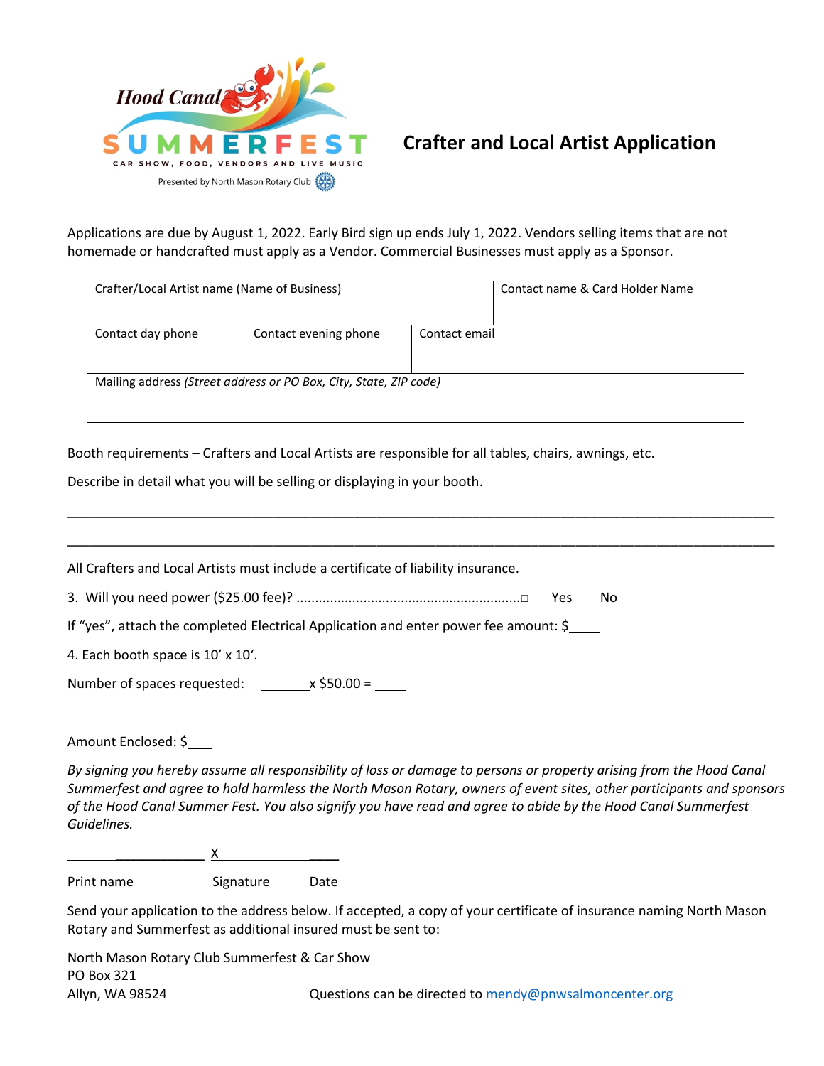Hood Canal SUMMERFEST

CAR SHOW, FOOD, VENDORS AND LIVE MUSIC

Presented by North Mason Rotary Club

# Crafter and Local Artist Application

Applications are due by August 1, 2022. Early Bird sign up ends July 1, 2022. Vendors selling items that are not homemade or handcrafted must apply as a Vendor. Commercial Businesses must apply as a Sponsor.

| Crafter/Local Artist name (Name of Business) | | | Contact name & Card Holder Name |
|---|---|---|---|
| Contact day phone | Contact evening phone | Contact email | |
| Mailing address *(Street address or PO Box, City, State, ZIP code)* | | | |

Booth requirements – Crafters and Local Artists are responsible for all tables, chairs, awnings, etc.

Describe in detail what you will be selling or displaying in your booth.

______________________________________________________________________________

______________________________________________________________________________

All Crafters and Local Artists must include a certificate of liability insurance.

3. Will you need power ($25.00 fee)? ............................................................□ Yes No

If "yes", attach the completed Electrical Application and enter power fee amount: $____

4. Each booth space is 10' x 10'.

Number of spaces requested: _______x $50.00 = _____

Amount Enclosed: $____

*By signing you hereby assume all responsibility of loss or damage to persons or property arising from the Hood Canal Summerfest and agree to hold harmless the North Mason Rotary, owners of event sites, other participants and sponsors of the Hood Canal Summer Fest. You also signify you have read and agree to abide by the Hood Canal Summerfest Guidelines.*

___________________ X_________________

Print name Signature Date

Send your application to the address below. If accepted, a copy of your certificate of insurance naming North Mason Rotary and Summerfest as additional insured must be sent to:

North Mason Rotary Club Summerfest & Car Show
PO Box 321
Allyn, WA 98524

Questions can be directed to mendy@pnwsalmoncenter.org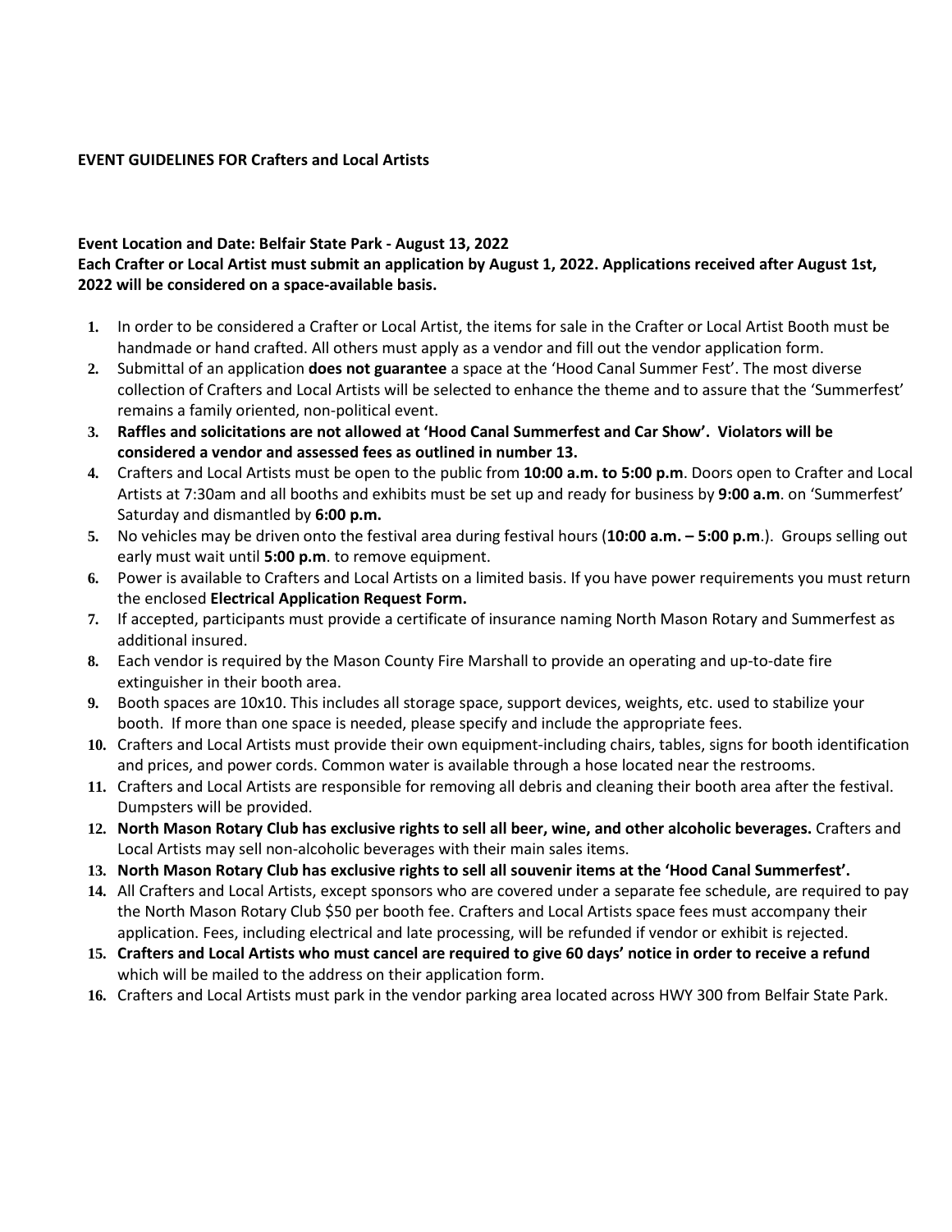**EVENT GUIDELINES FOR Crafters and Local Artists**

**Event Location and Date: Belfair State Park - August 13, 2022**
**Each Crafter or Local Artist must submit an application by August 1, 2022. Applications received after August 1st, 2022 will be considered on a space-available basis.**

1. In order to be considered a Crafter or Local Artist, the items for sale in the Crafter or Local Artist Booth must be handmade or hand crafted. All others must apply as a vendor and fill out the vendor application form.
2. Submittal of an application **does not guarantee** a space at the 'Hood Canal Summer Fest'. The most diverse collection of Crafters and Local Artists will be selected to enhance the theme and to assure that the 'Summerfest' remains a family oriented, non-political event.
3. **Raffles and solicitations are not allowed at 'Hood Canal Summerfest and Car Show'. Violators will be considered a vendor and assessed fees as outlined in number 13.**
4. Crafters and Local Artists must be open to the public from **10:00 a.m. to 5:00 p.m**. Doors open to Crafter and Local Artists at 7:30am and all booths and exhibits must be set up and ready for business by **9:00 a.m**. on 'Summerfest' Saturday and dismantled by **6:00 p.m.**
5. No vehicles may be driven onto the festival area during festival hours (**10:00 a.m. – 5:00 p.m**.). Groups selling out early must wait until **5:00 p.m**. to remove equipment.
6. Power is available to Crafters and Local Artists on a limited basis. If you have power requirements you must return the enclosed **Electrical Application Request Form.**
7. If accepted, participants must provide a certificate of insurance naming North Mason Rotary and Summerfest as additional insured.
8. Each vendor is required by the Mason County Fire Marshall to provide an operating and up-to-date fire extinguisher in their booth area.
9. Booth spaces are 10x10. This includes all storage space, support devices, weights, etc. used to stabilize your booth. If more than one space is needed, please specify and include the appropriate fees.
10. Crafters and Local Artists must provide their own equipment-including chairs, tables, signs for booth identification and prices, and power cords. Common water is available through a hose located near the restrooms.
11. Crafters and Local Artists are responsible for removing all debris and cleaning their booth area after the festival. Dumpsters will be provided.
12. **North Mason Rotary Club has exclusive rights to sell all beer, wine, and other alcoholic beverages.** Crafters and Local Artists may sell non-alcoholic beverages with their main sales items.
13. **North Mason Rotary Club has exclusive rights to sell all souvenir items at the 'Hood Canal Summerfest'.**
14. All Crafters and Local Artists, except sponsors who are covered under a separate fee schedule, are required to pay the North Mason Rotary Club $50 per booth fee. Crafters and Local Artists space fees must accompany their application. Fees, including electrical and late processing, will be refunded if vendor or exhibit is rejected.
15. **Crafters and Local Artists who must cancel are required to give 60 days' notice in order to receive a refund** which will be mailed to the address on their application form.
16. Crafters and Local Artists must park in the vendor parking area located across HWY 300 from Belfair State Park.